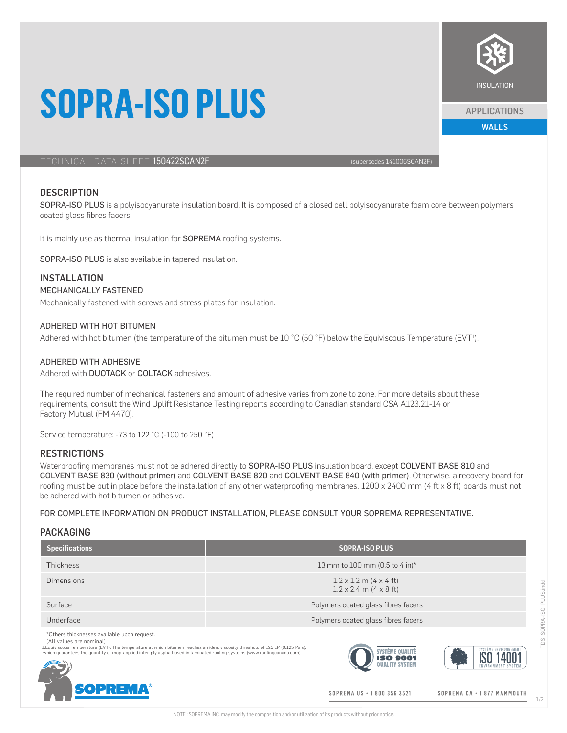# SOPRA-ISO PLUS

INSULATION

APPLICATIONS

WALLS

TECHNICAL DATA SHEET **150422SCAN2F** (supersedes 141006SCAN2F)

## DESCRIPTION

SOPRA-ISO PLUS is a polyisocyanurate insulation board. It is composed of a closed cell polyisocyanurate foam core between polymers coated glass fibres facers.

It is mainly use as thermal insulation for SOPREMA roofing systems.

SOPRA-ISO PLUS is also available in tapered insulation.

## INSTALLATION

### MECHANICALLY FASTENED

Mechanically fastened with screws and stress plates for insulation.

### ADHERED WITH HOT BITUMEN

Adhered with hot bitumen (the temperature of the bitumen must be 10 °C (50 °F) below the Equiviscous Temperature (EVT[1]).

### ADHERED WITH ADHESIVE

Adhered with DUOTACK or COLTACK adhesives.

The required number of mechanical fasteners and amount of adhesive varies from zone to zone. For more details about these requirements, consult the Wind Uplift Resistance Testing reports according to Canadian standard CSA A123.21-14 or Factory Mutual (FM 4470).

Service temperature: -73 to 122 °C (-100 to 250 °F)

## RESTRICTIONS

Waterproofing membranes must not be adhered directly to SOPRA-ISO PLUS insulation board, except COLVENT BASE 810 and COLVENT BASE 830 (without primer) and COLVENT BASE 820 and COLVENT BASE 840 (with primer). Otherwise, a recovery board for roofing must be put in place before the installation of any other waterproofing membranes. 1200 x 2400 mm (4 ft x 8 ft) boards must not be adhered with hot bitumen or adhesive.

FOR COMPLETE INFORMATION ON PRODUCT INSTALLATION, PLEASE CONSULT YOUR SOPREMA REPRESENTATIVE.

## PACKAGING

| Specifications | SOPRA-ISO PLUS |
|---|---|
| Thickness | 13 mm to 100 mm (0.5 to 4 in)* |
| Dimensions | 1.2 x 1.2 m (4 x 4 ft)<br>1.2 x 2.4 m (4 x 8 ft) |
| Surface | Polymers coated glass fibres facers |
| Underface | Polymers coated glass fibres facers |

*Others thicknesses available upon request.

(All values are nominal)

1.Equiviscous Temperature (EVT): The temperature at which bitumen reaches an ideal viscosity threshold of 125 cP (0.125 Pa.s), which guarantees the quantity of mop-applied inter-ply asphalt used in laminated roofing systems (www.roofingcanada.com).

SYSTÈME QUALITÉ ISO 9001 QUALITY SYSTEM

SYSTÈME ENVIRONNEMENT ISO 14001 ENVIRONMENT SYSTEM

SOPREMA.US • 1.800.356.3521 SOPREMA.CA • 1.877.MAMMOUTH

NOTE : SOPREMA INC. may modify the composition and/or utilization of its products without prior notice.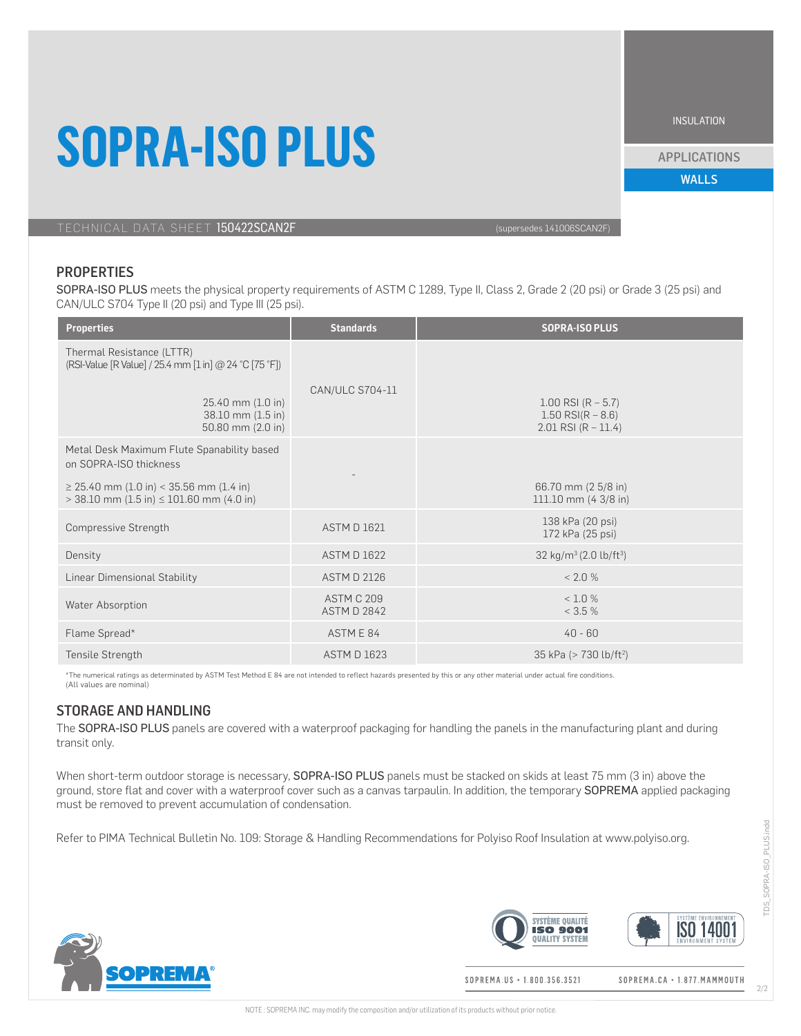# SOPRA-ISO PLUS

INSULATION

APPLICATIONS

WALLS

TECHNICAL DATA SHEET **150422SCAN2F** (supersedes 141006SCAN2F)

## PROPERTIES

SOPRA-ISO PLUS meets the physical property requirements of ASTM C 1289, Type II, Class 2, Grade 2 (20 psi) or Grade 3 (25 psi) and CAN/ULC S704 Type II (20 psi) and Type III (25 psi).

| Properties | Standards | SOPRA-ISO PLUS |
|---|---|---|
| Thermal Resistance (LTTR) (RSI-Value [R Value] / 25.4 mm [1 in] @ 24 °C [75 °F])<br>25.40 mm (1.0 in)<br>38.10 mm (1.5 in)<br>50.80 mm (2.0 in) | CAN/ULC S704-11 | 1.00 RSI (R – 5.7)<br>1.50 RSI(R – 8.6)<br>2.01 RSI (R – 11.4) |
| Metal Desk Maximum Flute Spanability based on SOPRA-ISO thickness<br>≥ 25.40 mm (1.0 in) < 35.56 mm (1.4 in)<br>> 38.10 mm (1.5 in) ≤ 101.60 mm (4.0 in) | - | 66.70 mm (2 5/8 in)<br>111.10 mm (4 3/8 in) |
| Compressive Strength | ASTM D 1621 | 138 kPa (20 psi)<br>172 kPa (25 psi) |
| Density | ASTM D 1622 | 32 kg/m$^3$ (2.0 lb/ft$^3$) |
| Linear Dimensional Stability | ASTM D 2126 | < 2.0 % |
| Water Absorption | ASTM C 209<br>ASTM D 2842 | < 1.0 %<br>< 3.5 % |
| Flame Spread* | ASTM E 84 | 40 - 60 |
| Tensile Strength | ASTM D 1623 | 35 kPa (> 730 lb/ft$^2$) |

*The numerical ratings as determinated by ASTM Test Method E 84 are not intended to reflect hazards presented by this or any other material under actual fire conditions.
(All values are nominal)

## STORAGE AND HANDLING

The SOPRA-ISO PLUS panels are covered with a waterproof packaging for handling the panels in the manufacturing plant and during transit only.

When short-term outdoor storage is necessary, SOPRA-ISO PLUS panels must be stacked on skids at least 75 mm (3 in) above the ground, store flat and cover with a waterproof cover such as a canvas tarpaulin. In addition, the temporary SOPREMA applied packaging must be removed to prevent accumulation of condensation.

Refer to PIMA Technical Bulletin No. 109: Storage & Handling Recommendations for Polyiso Roof Insulation at www.polyiso.org.

SOPREMA.US • 1.800.356.3521 SOPREMA.CA • 1.877.MAMMOUTH

NOTE : SOPREMA INC. may modify the composition and/or utilization of its products without prior notice.